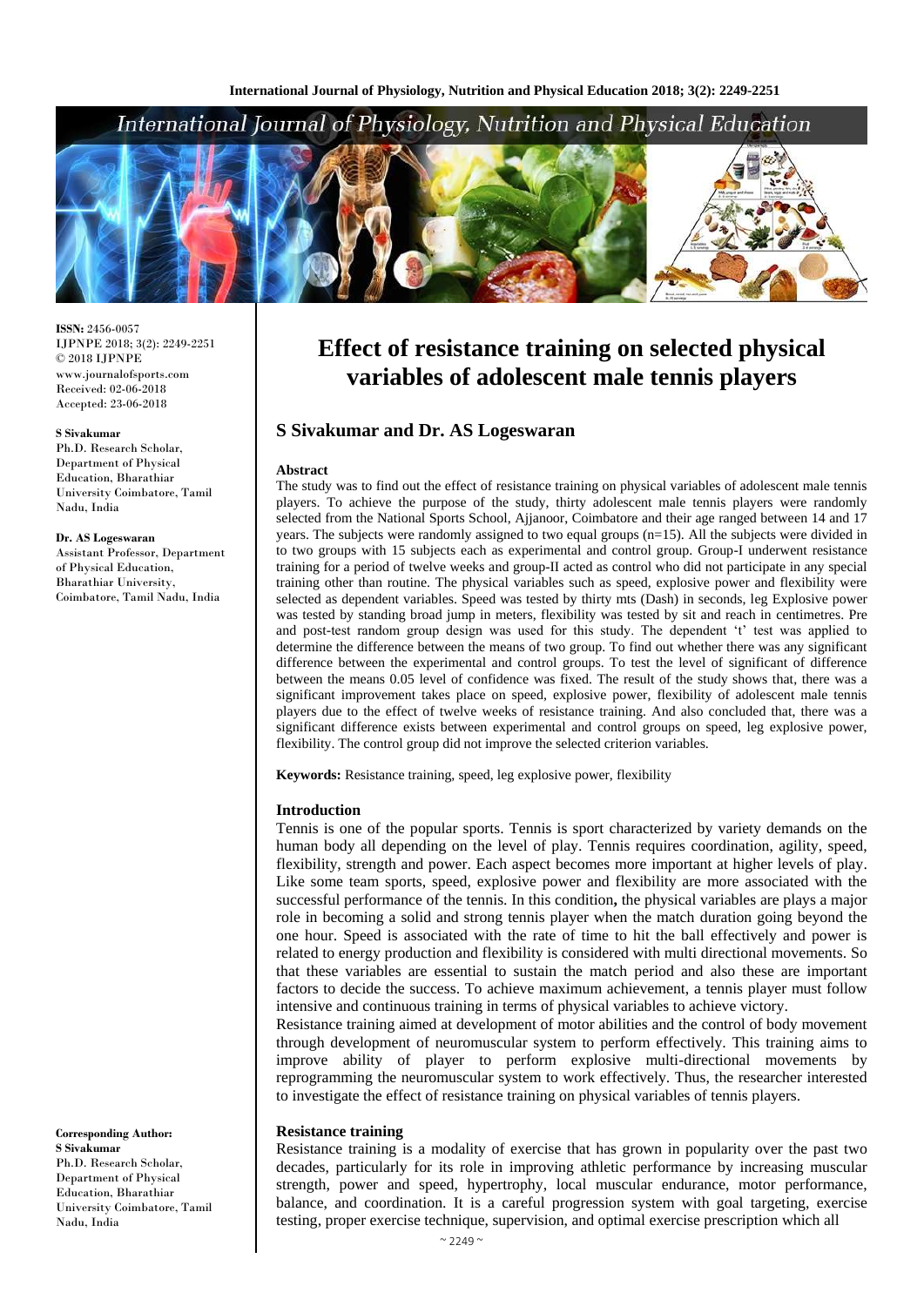# Effect of resistance training on selected physical variables of adolescent male tennis players

## S Sivakumar and Dr. AS Logeswaran

ISSN: 2456-0057
IJPNPE 2018; 3(2): 2249-2251
© 2018 IJPNPE
www.journalofsports.com
Received: 02-06-2018
Accepted: 23-06-2018

**S Sivakumar**
Ph.D. Research Scholar, Department of Physical Education, Bharathiar University Coimbatore, Tamil Nadu, India

**Dr. AS Logeswaran**
Assistant Professor, Department of Physical Education, Bharathiar University, Coimbatore, Tamil Nadu, India

**Corresponding Author:**
**S Sivakumar**
Ph.D. Research Scholar, Department of Physical Education, Bharathiar University Coimbatore, Tamil Nadu, India

### Abstract

The study was to find out the effect of resistance training on physical variables of adolescent male tennis players. To achieve the purpose of the study, thirty adolescent male tennis players were randomly selected from the National Sports School, Ajjanoor, Coimbatore and their age ranged between 14 and 17 years. The subjects were randomly assigned to two equal groups (n=15). All the subjects were divided in to two groups with 15 subjects each as experimental and control group. Group-I underwent resistance training for a period of twelve weeks and group-II acted as control who did not participate in any special training other than routine. The physical variables such as speed, explosive power and flexibility were selected as dependent variables. Speed was tested by thirty mts (Dash) in seconds, leg Explosive power was tested by standing broad jump in meters, flexibility was tested by sit and reach in centimetres. Pre and post-test random group design was used for this study. The dependent 't' test was applied to determine the difference between the means of two group. To find out whether there was any significant difference between the experimental and control groups. To test the level of significant of difference between the means 0.05 level of confidence was fixed. The result of the study shows that, there was a significant improvement takes place on speed, explosive power, flexibility of adolescent male tennis players due to the effect of twelve weeks of resistance training. And also concluded that, there was a significant difference exists between experimental and control groups on speed, leg explosive power, flexibility. The control group did not improve the selected criterion variables.

**Keywords:** Resistance training, speed, leg explosive power, flexibility

### Introduction

Tennis is one of the popular sports. Tennis is sport characterized by variety demands on the human body all depending on the level of play. Tennis requires coordination, agility, speed, flexibility, strength and power. Each aspect becomes more important at higher levels of play. Like some team sports, speed, explosive power and flexibility are more associated with the successful performance of the tennis. In this condition**,** the physical variables are plays a major role in becoming a solid and strong tennis player when the match duration going beyond the one hour. Speed is associated with the rate of time to hit the ball effectively and power is related to energy production and flexibility is considered with multi directional movements. So that these variables are essential to sustain the match period and also these are important factors to decide the success. To achieve maximum achievement, a tennis player must follow intensive and continuous training in terms of physical variables to achieve victory.

Resistance training aimed at development of motor abilities and the control of body movement through development of neuromuscular system to perform effectively. This training aims to improve ability of player to perform explosive multi-directional movements by reprogramming the neuromuscular system to work effectively. Thus, the researcher interested to investigate the effect of resistance training on physical variables of tennis players.

### Resistance training

Resistance training is a modality of exercise that has grown in popularity over the past two decades, particularly for its role in improving athletic performance by increasing muscular strength, power and speed, hypertrophy, local muscular endurance, motor performance, balance, and coordination. It is a careful progression system with goal targeting, exercise testing, proper exercise technique, supervision, and optimal exercise prescription which all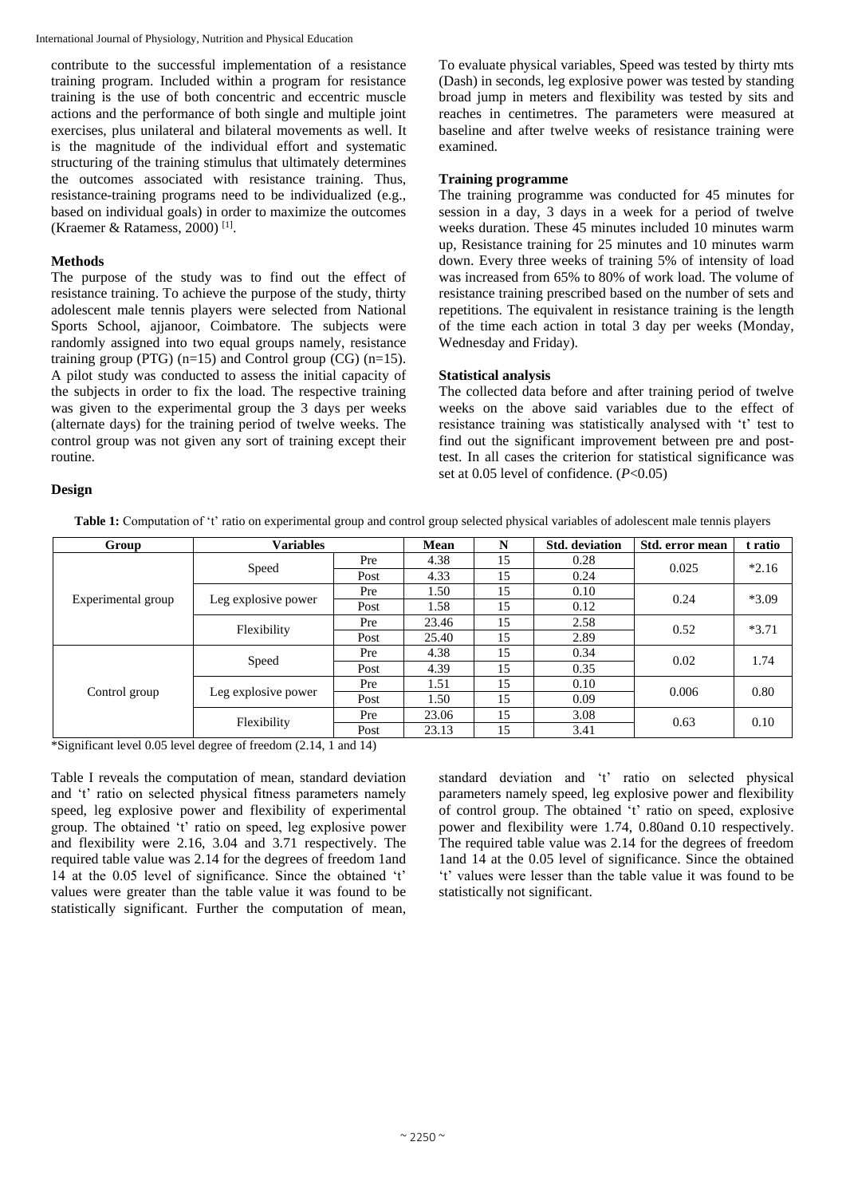contribute to the successful implementation of a resistance training program. Included within a program for resistance training is the use of both concentric and eccentric muscle actions and the performance of both single and multiple joint exercises, plus unilateral and bilateral movements as well. It is the magnitude of the individual effort and systematic structuring of the training stimulus that ultimately determines the outcomes associated with resistance training. Thus, resistance-training programs need to be individualized (e.g., based on individual goals) in order to maximize the outcomes (Kraemer & Ratamess, 2000) [1].

## Methods

The purpose of the study was to find out the effect of resistance training. To achieve the purpose of the study, thirty adolescent male tennis players were selected from National Sports School, ajjanoor, Coimbatore. The subjects were randomly assigned into two equal groups namely, resistance training group (PTG) (n=15) and Control group (CG) (n=15). A pilot study was conducted to assess the initial capacity of the subjects in order to fix the load. The respective training was given to the experimental group the 3 days per weeks (alternate days) for the training period of twelve weeks. The control group was not given any sort of training except their routine.

To evaluate physical variables, Speed was tested by thirty mts (Dash) in seconds, leg explosive power was tested by standing broad jump in meters and flexibility was tested by sits and reaches in centimetres. The parameters were measured at baseline and after twelve weeks of resistance training were examined.

### Training programme

The training programme was conducted for 45 minutes for session in a day, 3 days in a week for a period of twelve weeks duration. These 45 minutes included 10 minutes warm up, Resistance training for 25 minutes and 10 minutes warm down. Every three weeks of training 5% of intensity of load was increased from 65% to 80% of work load. The volume of resistance training prescribed based on the number of sets and repetitions. The equivalent in resistance training is the length of the time each action in total 3 day per weeks (Monday, Wednesday and Friday).

### Statistical analysis

The collected data before and after training period of twelve weeks on the above said variables due to the effect of resistance training was statistically analysed with 't' test to find out the significant improvement between pre and post-test. In all cases the criterion for statistical significance was set at 0.05 level of confidence. ($P<0.05$)

### Design

**Table 1:** Computation of 't' ratio on experimental group and control group selected physical variables of adolescent male tennis players

| Group | Variables | | Mean | N | Std. deviation | Std. error mean | t ratio |
|---|---|---|---|---|---|---|---|
| Experimental group | Speed | Pre | 4.38 | 15 | 0.28 | 0.025 | *2.16 |
| | | Post | 4.33 | 15 | 0.24 | | |
| | Leg explosive power | Pre | 1.50 | 15 | 0.10 | 0.24 | *3.09 |
| | | Post | 1.58 | 15 | 0.12 | | |
| | Flexibility | Pre | 23.46 | 15 | 2.58 | 0.52 | *3.71 |
| | | Post | 25.40 | 15 | 2.89 | | |
| Control group | Speed | Pre | 4.38 | 15 | 0.34 | 0.02 | 1.74 |
| | | Post | 4.39 | 15 | 0.35 | | |
| | Leg explosive power | Pre | 1.51 | 15 | 0.10 | 0.006 | 0.80 |
| | | Post | 1.50 | 15 | 0.09 | | |
| | Flexibility | Pre | 23.06 | 15 | 3.08 | 0.63 | 0.10 |
| | | Post | 23.13 | 15 | 3.41 | | |

*Significant level 0.05 level degree of freedom (2.14, 1 and 14)

Table I reveals the computation of mean, standard deviation and 't' ratio on selected physical fitness parameters namely speed, leg explosive power and flexibility of experimental group. The obtained 't' ratio on speed, leg explosive power and flexibility were 2.16, 3.04 and 3.71 respectively. The required table value was 2.14 for the degrees of freedom 1and 14 at the 0.05 level of significance. Since the obtained 't' values were greater than the table value it was found to be statistically significant. Further the computation of mean, standard deviation and 't' ratio on selected physical parameters namely speed, leg explosive power and flexibility of control group. The obtained 't' ratio on speed, explosive power and flexibility were 1.74, 0.80and 0.10 respectively. The required table value was 2.14 for the degrees of freedom 1and 14 at the 0.05 level of significance. Since the obtained 't' values were lesser than the table value it was found to be statistically not significant.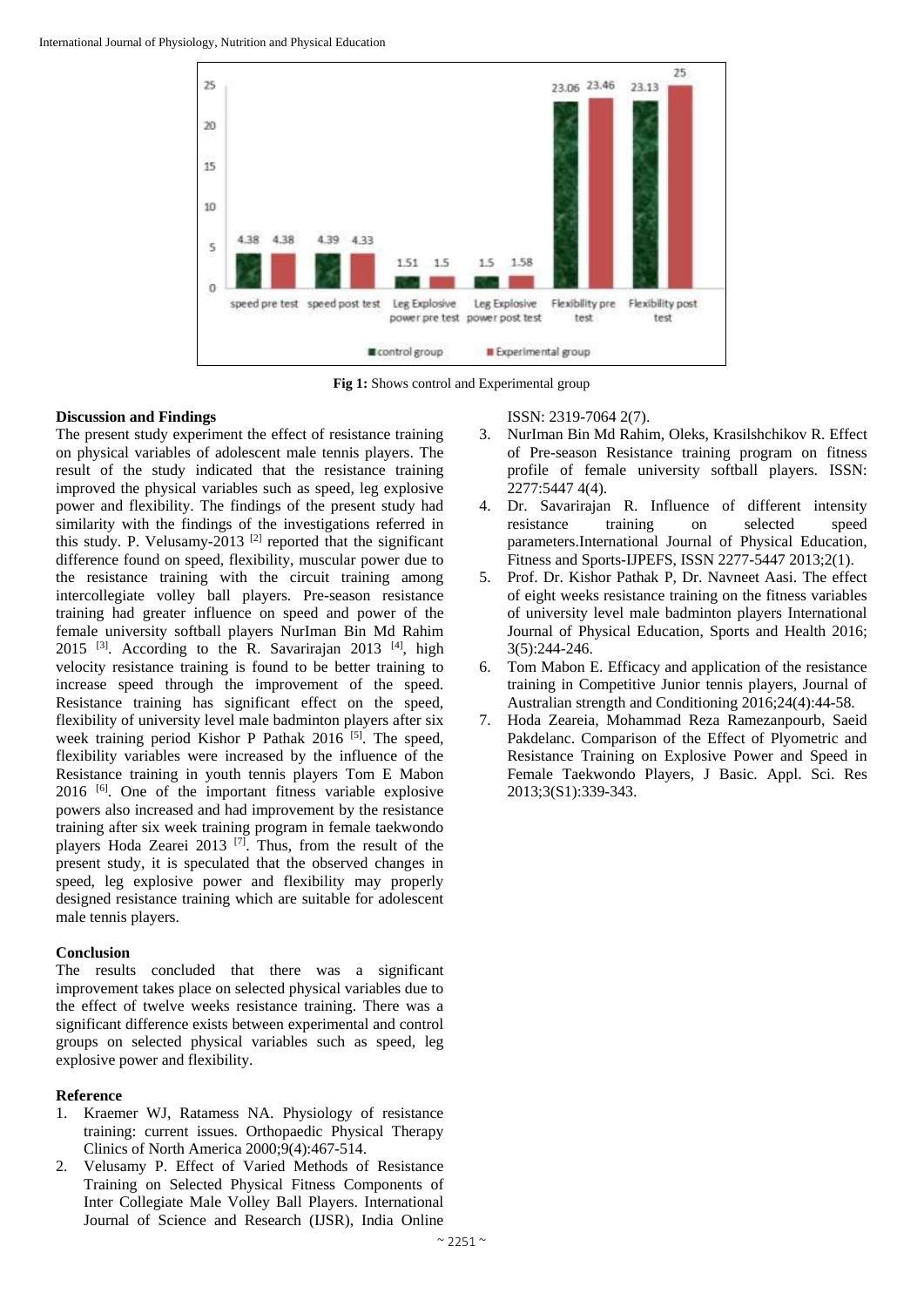25
20
15
10
5
0

4.38 4.38
4.39 4.33
1.51 1.5
1.5 1.58
23.06 23.46
23.13 25

speed pre test
speed post test
Leg Explosive power pre test
Leg Explosive power post test
Flexibility pre test
Flexibility post test

control group
Experimental group

**Fig 1:** Shows control and Experimental group

### Discussion and Findings

The present study experiment the effect of resistance training on physical variables of adolescent male tennis players. The result of the study indicated that the resistance training improved the physical variables such as speed, leg explosive power and flexibility. The findings of the present study had similarity with the findings of the investigations referred in this study. P. Velusamy-2013 [2] reported that the significant difference found on speed, flexibility, muscular power due to the resistance training with the circuit training among intercollegiate volley ball players. Pre-season resistance training had greater influence on speed and power of the female university softball players NurIman Bin Md Rahim 2015 [3]. According to the R. Savarirajan 2013 [4], high velocity resistance training is found to be better training to increase speed through the improvement of the speed. Resistance training has significant effect on the speed, flexibility of university level male badminton players after six week training period Kishor P Pathak 2016 [5]. The speed, flexibility variables were increased by the influence of the Resistance training in youth tennis players Tom E Mabon 2016 [6]. One of the important fitness variable explosive powers also increased and had improvement by the resistance training after six week training program in female taekwondo players Hoda Zearei 2013 [7]. Thus, from the result of the present study, it is speculated that the observed changes in speed, leg explosive power and flexibility may properly designed resistance training which are suitable for adolescent male tennis players.

### Conclusion

The results concluded that there was a significant improvement takes place on selected physical variables due to the effect of twelve weeks resistance training. There was a significant difference exists between experimental and control groups on selected physical variables such as speed, leg explosive power and flexibility.

### Reference

1. Kraemer WJ, Ratamess NA. Physiology of resistance training: current issues. Orthopaedic Physical Therapy Clinics of North America 2000;9(4):467-514.
2. Velusamy P. Effect of Varied Methods of Resistance Training on Selected Physical Fitness Components of Inter Collegiate Male Volley Ball Players. International Journal of Science and Research (IJSR), India Online ISSN: 2319-7064 2(7).
3. NurIman Bin Md Rahim, Oleks, Krasilshchikov R. Effect of Pre-season Resistance training program on fitness profile of female university softball players. ISSN: 2277:5447 4(4).
4. Dr. Savarirajan R. Influence of different intensity resistance training on selected speed parameters.International Journal of Physical Education, Fitness and Sports-IJPEFS, ISSN 2277-5447 2013;2(1).
5. Prof. Dr. Kishor Pathak P, Dr. Navneet Aasi. The effect of eight weeks resistance training on the fitness variables of university level male badminton players International Journal of Physical Education, Sports and Health 2016; 3(5):244-246.
6. Tom Mabon E. Efficacy and application of the resistance training in Competitive Junior tennis players, Journal of Australian strength and Conditioning 2016;24(4):44-58.
7. Hoda Zeareia, Mohammad Reza Ramezanpourb, Saeid Pakdelanc. Comparison of the Effect of Plyometric and Resistance Training on Explosive Power and Speed in Female Taekwondo Players, J Basic. Appl. Sci. Res 2013;3(S1):339-343.